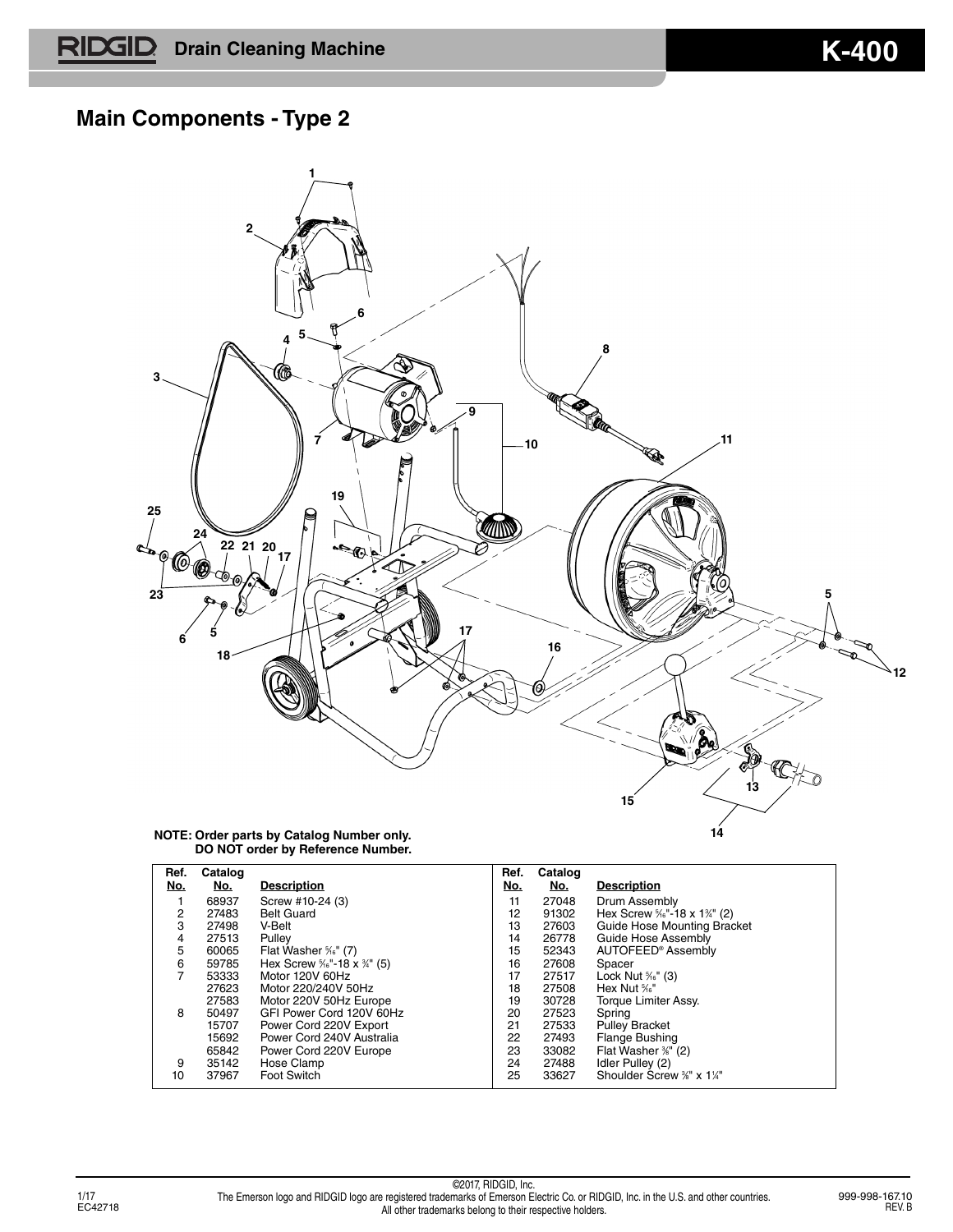# RIDGID Drain Cleaning Machine K-400

## Main Components - Type 2

**NOTE: Order parts by Catalog Number only. DO NOT order by Reference Number.**

| Ref. No. | Catalog No. | Description | Ref. No. | Catalog No. | Description |
|---|---|---|---|---|---|
| 1 | 68937 | Screw #10-24 (3) | 11 | 27048 | Drum Assembly |
| 2 | 27483 | Belt Guard | 12 | 91302 | Hex Screw 5⁄16"-18 x 1¾" (2) |
| 3 | 27498 | V-Belt | 13 | 27603 | Guide Hose Mounting Bracket |
| 4 | 27513 | Pulley | 14 | 26778 | Guide Hose Assembly |
| 5 | 60065 | Flat Washer 5⁄16" (7) | 15 | 52343 | AUTOFEED® Assembly |
| 6 | 59785 | Hex Screw 5⁄16"-18 x ¾" (5) | 16 | 27608 | Spacer |
| 7 | 53333 | Motor 120V 60Hz | 17 | 27517 | Lock Nut 5⁄16" (3) |
| | 27623 | Motor 220/240V 50Hz | 18 | 27508 | Hex Nut 5⁄16" |
| | 27583 | Motor 220V 50Hz Europe | 19 | 30728 | Torque Limiter Assy. |
| 8 | 50497 | GFI Power Cord 120V 60Hz | 20 | 27523 | Spring |
| | 15707 | Power Cord 220V Export | 21 | 27533 | Pulley Bracket |
| | 15692 | Power Cord 240V Australia | 22 | 27493 | Flange Bushing |
| | 65842 | Power Cord 220V Europe | 23 | 33082 | Flat Washer ⅜" (2) |
| 9 | 35142 | Hose Clamp | 24 | 27488 | Idler Pulley (2) |
| 10 | 37967 | Foot Switch | 25 | 33627 | Shoulder Screw ⅜" x 1¼" |

©2017, RIDGID, Inc.
The Emerson logo and RIDGID logo are registered trademarks of Emerson Electric Co. or RIDGID, Inc. in the U.S. and other countries. All other trademarks belong to their respective holders.

1/17 EC42718 999-998-167.10 REV. B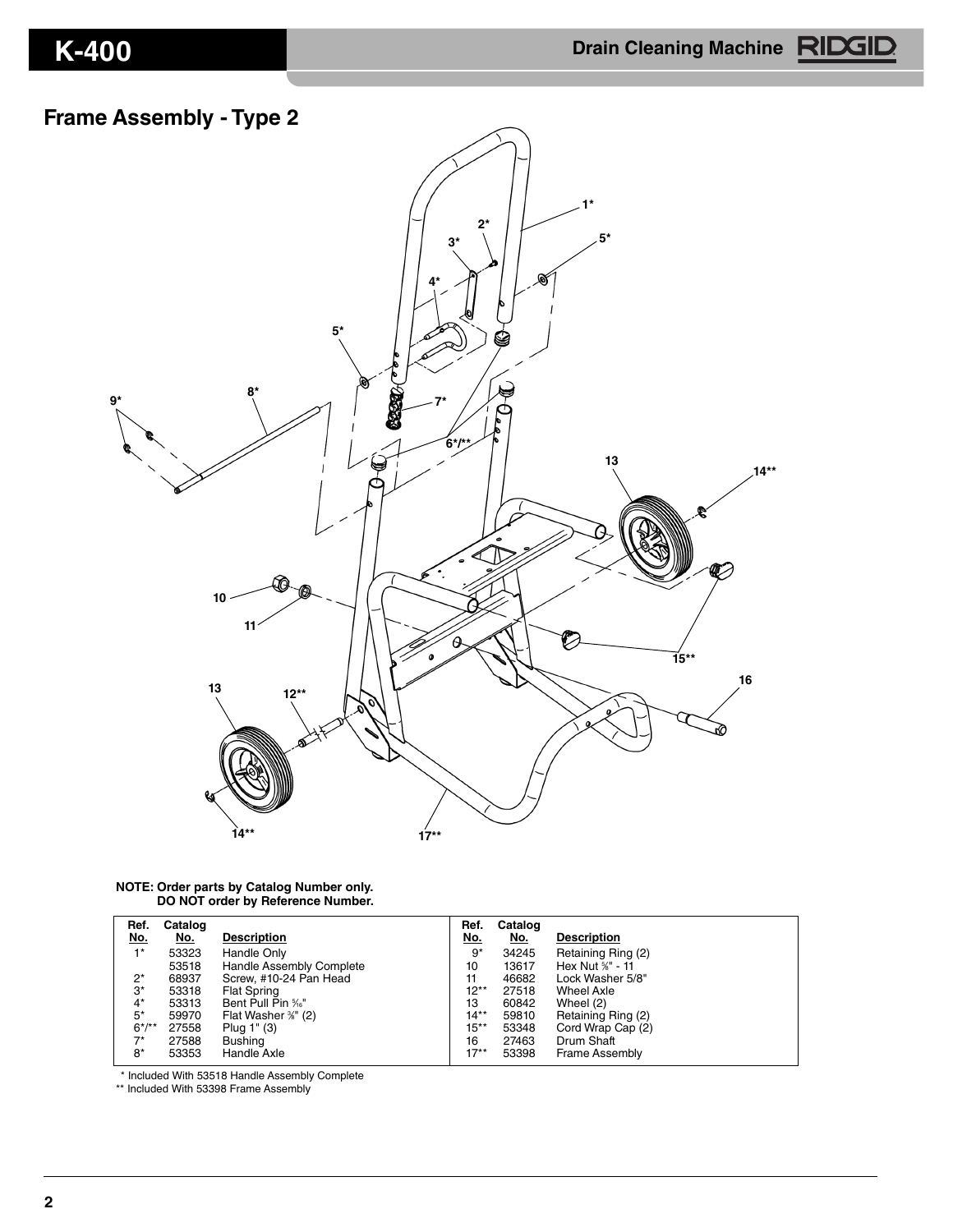## Frame Assembly - Type 2

**NOTE: Order parts by Catalog Number only.**
**DO NOT order by Reference Number.**

| Ref. No. | Catalog No. | Description |
|---|---|---|
| 1* | 53323 | Handle Only |
| | 53518 | Handle Assembly Complete |
| 2* | 68937 | Screw, #10-24 Pan Head |
| 3* | 53318 | Flat Spring |
| 4* | 53313 | Bent Pull Pin 5⁄16" |
| 5* | 59970 | Flat Washer 3⁄8" (2) |
| 6*/** | 27558 | Plug 1" (3) |
| 7* | 27588 | Bushing |
| 8* | 53353 | Handle Axle |
| 9* | 34245 | Retaining Ring (2) |
| 10 | 13617 | Hex Nut 5⁄8" - 11 |
| 11 | 46682 | Lock Washer 5/8" |
| 12** | 27518 | Wheel Axle |
| 13 | 60842 | Wheel (2) |
| 14** | 59810 | Retaining Ring (2) |
| 15** | 53348 | Cord Wrap Cap (2) |
| 16 | 27463 | Drum Shaft |
| 17** | 53398 | Frame Assembly |

\* Included With 53518 Handle Assembly Complete

** Included With 53398 Frame Assembly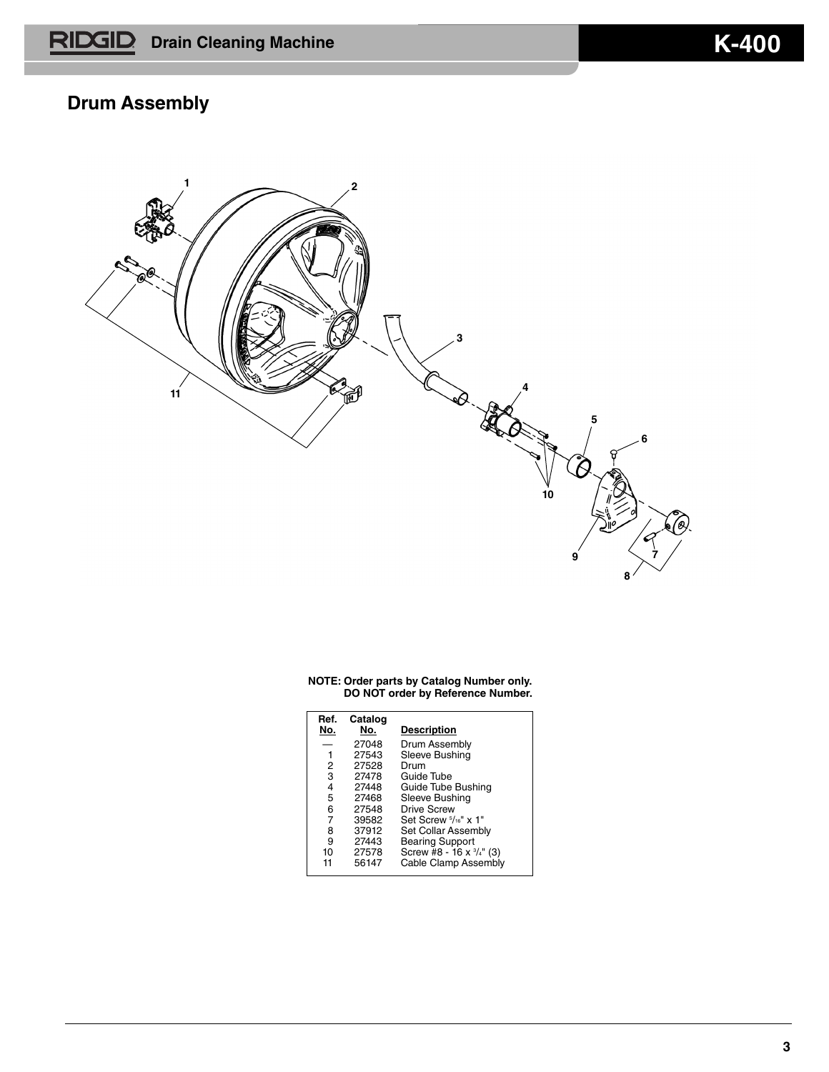## Drum Assembly

**NOTE: Order parts by Catalog Number only.**
**DO NOT order by Reference Number.**

| Ref. No. | Catalog No. | Description |
|---|---|---|
| — | 27048 | Drum Assembly |
| 1 | 27543 | Sleeve Bushing |
| 2 | 27528 | Drum |
| 3 | 27478 | Guide Tube |
| 4 | 27448 | Guide Tube Bushing |
| 5 | 27468 | Sleeve Bushing |
| 6 | 27548 | Drive Screw |
| 7 | 39582 | Set Screw 5/16" x 1" |
| 8 | 37912 | Set Collar Assembly |
| 9 | 27443 | Bearing Support |
| 10 | 27578 | Screw #8 - 16 x 3/4" (3) |
| 11 | 56147 | Cable Clamp Assembly |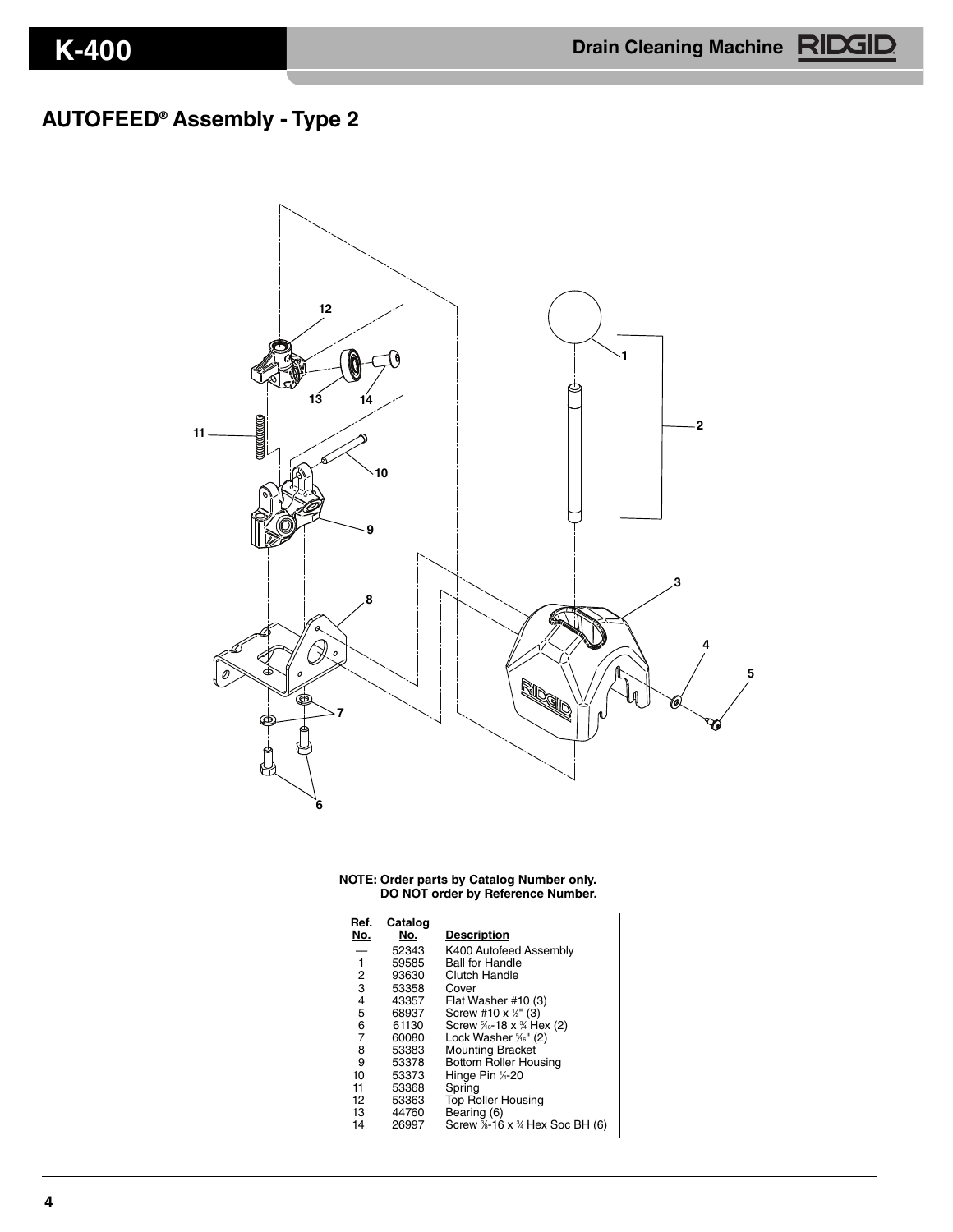## AUTOFEED® Assembly - Type 2

**NOTE: Order parts by Catalog Number only.
DO NOT order by Reference Number.**

| Ref. No. | Catalog No. | Description |
|---|---|---|
| — | 52343 | K400 Autofeed Assembly |
| 1 | 59585 | Ball for Handle |
| 2 | 93630 | Clutch Handle |
| 3 | 53358 | Cover |
| 4 | 43357 | Flat Washer #10 (3) |
| 5 | 68937 | Screw #10 x ½" (3) |
| 6 | 61130 | Screw 5⁄16-18 x ¾ Hex (2) |
| 7 | 60080 | Lock Washer 5⁄16" (2) |
| 8 | 53383 | Mounting Bracket |
| 9 | 53378 | Bottom Roller Housing |
| 10 | 53373 | Hinge Pin ¼-20 |
| 11 | 53368 | Spring |
| 12 | 53363 | Top Roller Housing |
| 13 | 44760 | Bearing (6) |
| 14 | 26997 | Screw 3⁄8-16 x ¾ Hex Soc BH (6) |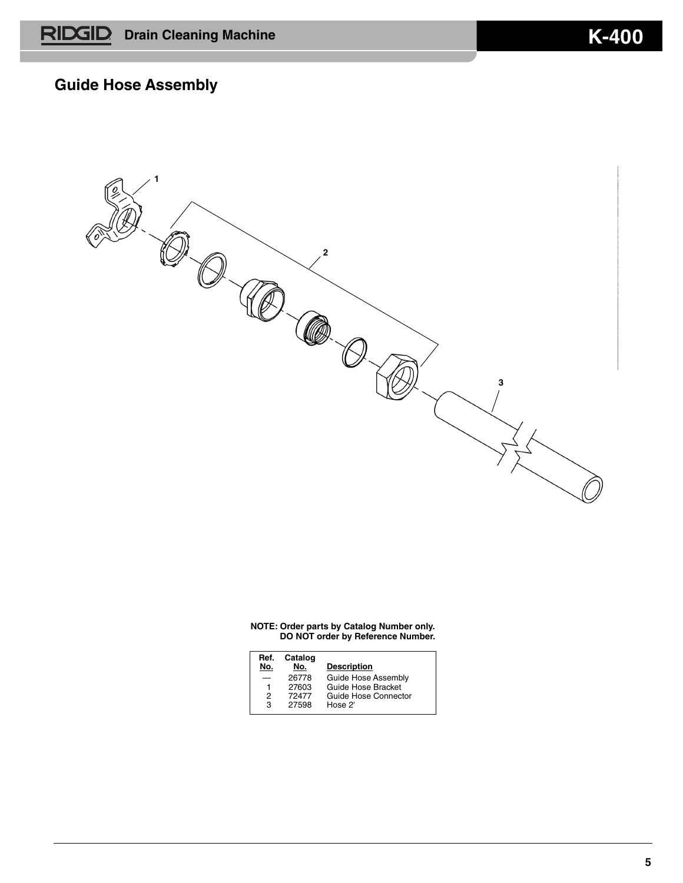## Guide Hose Assembly

1

2

3

**NOTE: Order parts by Catalog Number only.
DO NOT order by Reference Number.**

| Ref. No. | Catalog No. | Description |
|---|---|---|
| — | 26778 | Guide Hose Assembly |
| 1 | 27603 | Guide Hose Bracket |
| 2 | 72477 | Guide Hose Connector |
| 3 | 27598 | Hose 2' |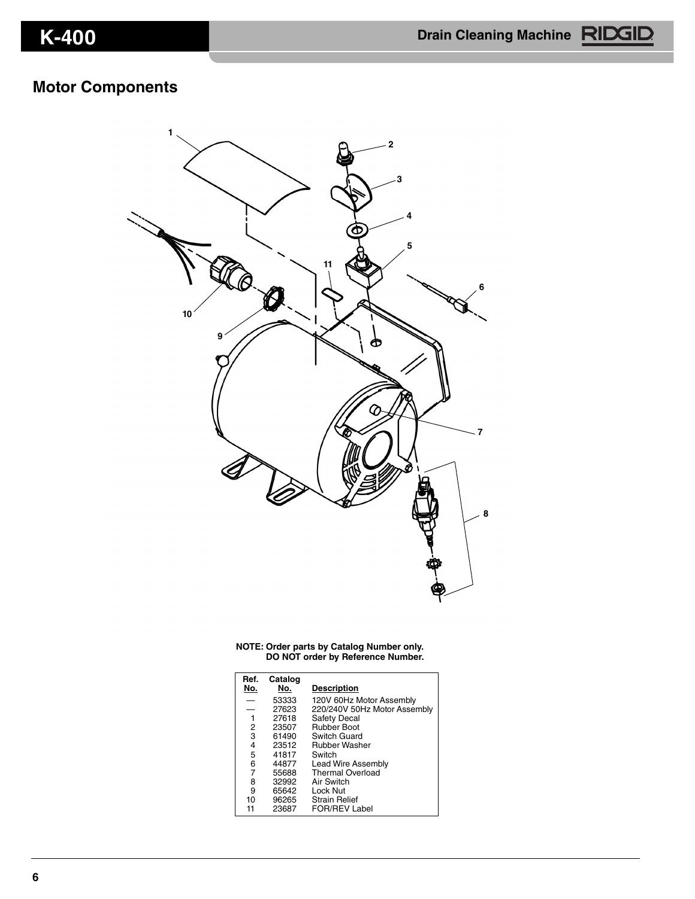## Motor Components

**NOTE: Order parts by Catalog Number only. DO NOT order by Reference Number.**

| Ref. No. | Catalog No. | Description |
|---|---|---|
| — | 53333 | 120V 60Hz Motor Assembly |
| — | 27623 | 220/240V 50Hz Motor Assembly |
| 1 | 27618 | Safety Decal |
| 2 | 23507 | Rubber Boot |
| 3 | 61490 | Switch Guard |
| 4 | 23512 | Rubber Washer |
| 5 | 41817 | Switch |
| 6 | 44877 | Lead Wire Assembly |
| 7 | 55688 | Thermal Overload |
| 8 | 32992 | Air Switch |
| 9 | 65642 | Lock Nut |
| 10 | 96265 | Strain Relief |
| 11 | 23687 | FOR/REV Label |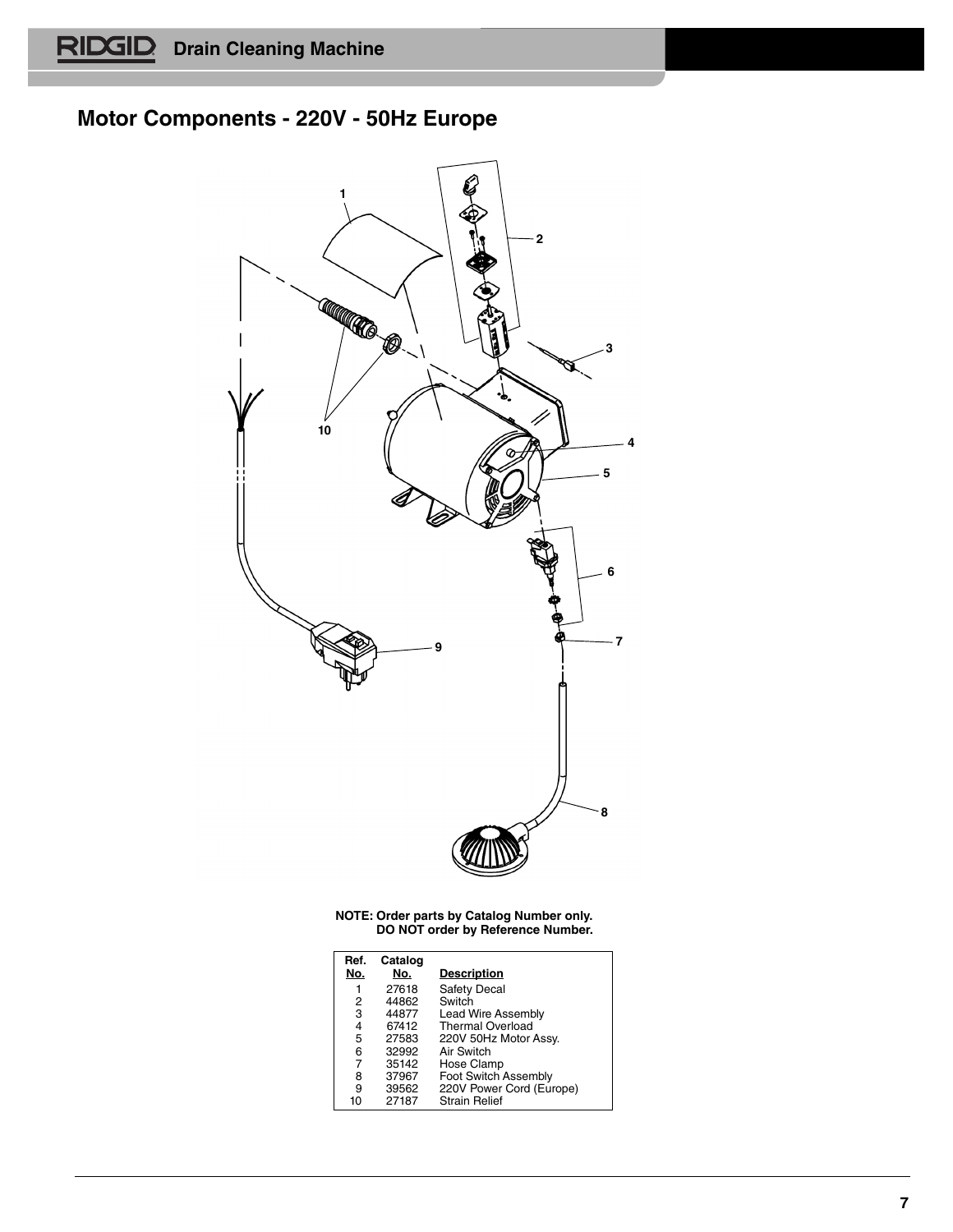## Motor Components - 220V - 50Hz Europe

**NOTE: Order parts by Catalog Number only. DO NOT order by Reference Number.**

| Ref. No. | Catalog No. | Description |
| --- | --- | --- |
| 1 | 27618 | Safety Decal |
| 2 | 44862 | Switch |
| 3 | 44877 | Lead Wire Assembly |
| 4 | 67412 | Thermal Overload |
| 5 | 27583 | 220V 50Hz Motor Assy. |
| 6 | 32992 | Air Switch |
| 7 | 35142 | Hose Clamp |
| 8 | 37967 | Foot Switch Assembly |
| 9 | 39562 | 220V Power Cord (Europe) |
| 10 | 27187 | Strain Relief |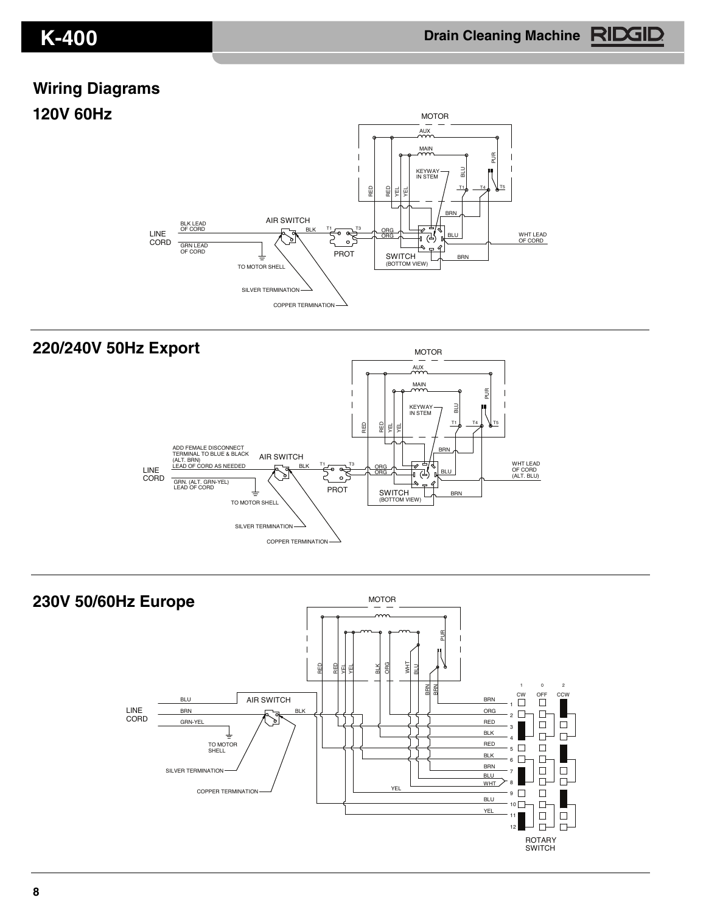## Wiring Diagrams

### 120V 60Hz

MOTOR
AUX
MAIN
KEYWAY IN STEM
RED
RED
YEL
YEL
BLU
PUR
T1
T4
T5
BRN
LINE CORD
BLK LEAD OF CORD
GRN LEAD OF CORD
AIR SWITCH
BLK
T1
T3
ORG
ORG
BLU
WHT LEAD OF CORD
PROT
SWITCH (BOTTOM VIEW)
BRN
TO MOTOR SHELL
SILVER TERMINATION
COPPER TERMINATION

### 220/240V 50Hz Export

MOTOR
AUX
MAIN
KEYWAY IN STEM
RED
RED
YEL
YEL
BLU
PUR
T1
T4
T5
BRN
ADD FEMALE DISCONNECT TERMINAL TO BLUE & BLACK (ALT. BRN) LEAD OF CORD AS NEEDED
LINE CORD
GRN. (ALT. GRN-YEL) LEAD OF CORD
AIR SWITCH
BLK
T1
T3
ORG
ORG
BLU
WHT LEAD OF CORD (ALT. BLU)
PROT
SWITCH (BOTTOM VIEW)
BRN
TO MOTOR SHELL
SILVER TERMINATION
COPPER TERMINATION

### 230V 50/60Hz Europe

MOTOR
RED
RED
YEL
YEL
BLK
ORG
WHT
BLU
PUR
BRN
BRN
LINE CORD
BLU
BRN
GRN-YEL
AIR SWITCH
BLK
TO MOTOR SHELL
SILVER TERMINATION
COPPER TERMINATION
BRN
ORG
RED
BLK
RED
BLK
BRN
BLU
WHT
YEL
BLU
YEL
1 2 3 4 5 6 7 8 9 10 11 12
1 CW
0 OFF
2 CCW
ROTARY SWITCH